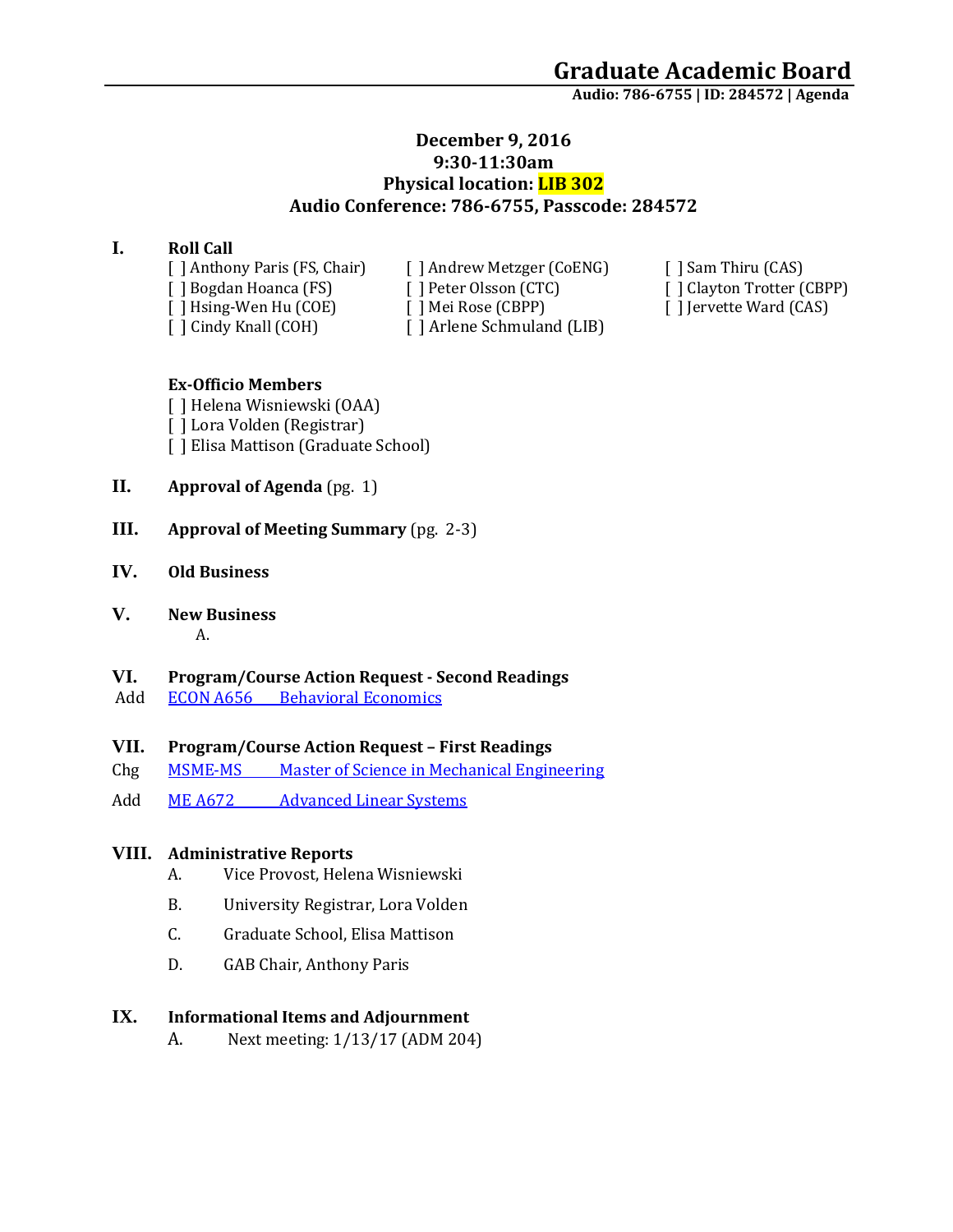# Graduate Academic Board

**Audio: 786-6755 | ID: 284572 | Agenda**

**December 9, 2016**
**9:30-11:30am**
**Physical location: LIB 302**
**Audio Conference: 786-6755, Passcode: 284572**

**I. Roll Call**

- [ ] Anthony Paris (FS, Chair)
- [ ] Bogdan Hoanca (FS)
- [ ] Hsing-Wen Hu (COE)
- [ ] Cindy Knall (COH)
- [ ] Andrew Metzger (CoENG)
- [ ] Peter Olsson (CTC)
- [ ] Mei Rose (CBPP)
- [ ] Arlene Schmuland (LIB)
- [ ] Sam Thiru (CAS)
- [ ] Clayton Trotter (CBPP)
- [ ] Jervette Ward (CAS)

**Ex-Officio Members**

- [ ] Helena Wisniewski (OAA)
- [ ] Lora Volden (Registrar)
- [ ] Elisa Mattison (Graduate School)

**II. Approval of Agenda** (pg. 1)

**III. Approval of Meeting Summary** (pg. 2-3)

**IV. Old Business**

**V. New Business**

A.

**VI. Program/Course Action Request - Second Readings**

Add ECON A656 Behavioral Economics

**VII. Program/Course Action Request – First Readings**

Chg MSME-MS Master of Science in Mechanical Engineering

Add ME A672 Advanced Linear Systems

**VIII. Administrative Reports**

A. Vice Provost, Helena Wisniewski

B. University Registrar, Lora Volden

C. Graduate School, Elisa Mattison

D. GAB Chair, Anthony Paris

**IX. Informational Items and Adjournment**

A. Next meeting: 1/13/17 (ADM 204)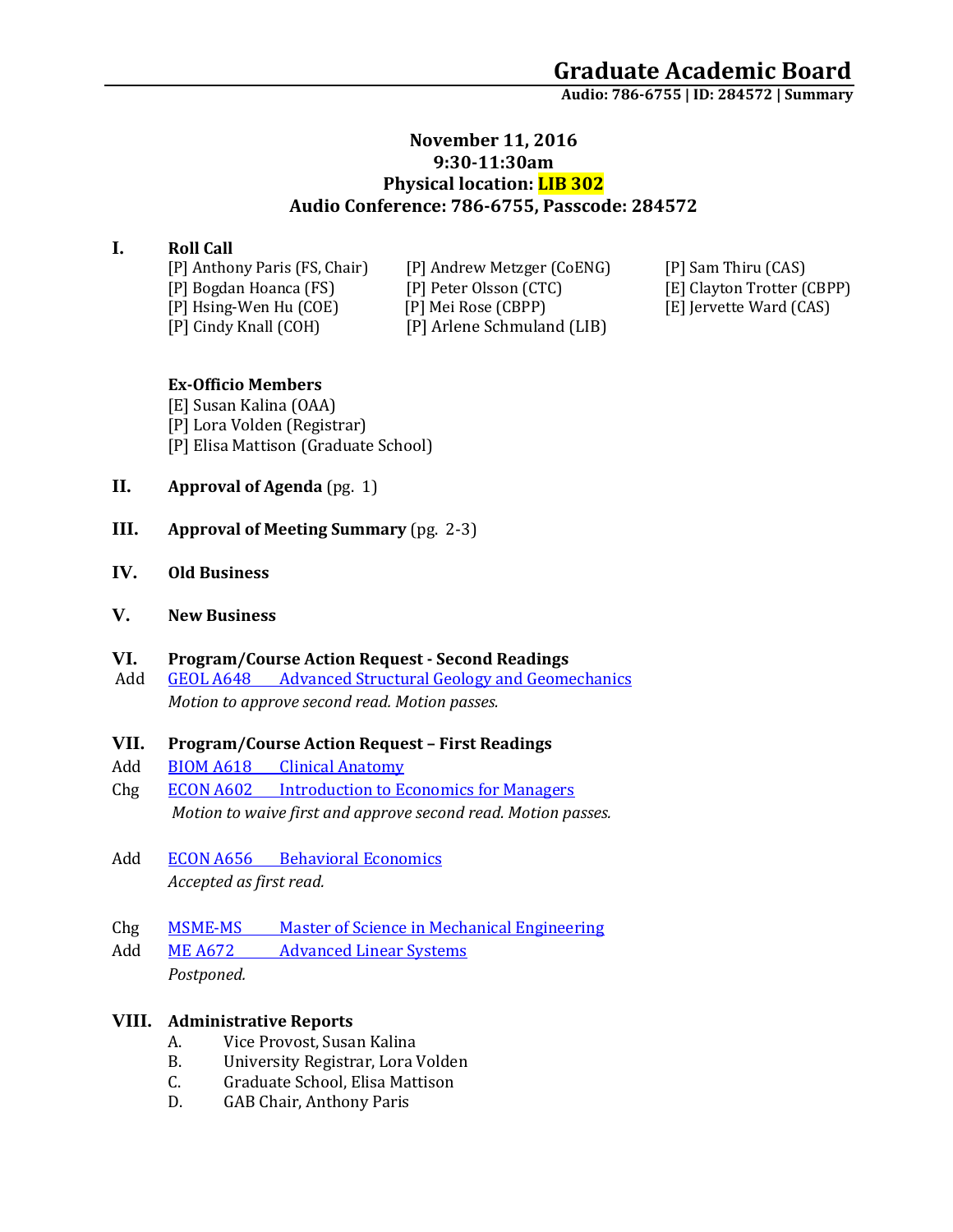# Graduate Academic Board

**Audio: 786-6755 | ID: 284572 | Summary**

**November 11, 2016**
**9:30-11:30am**
**Physical location: LIB 302**
**Audio Conference: 786-6755, Passcode: 284572**

## I. Roll Call

[P] Anthony Paris (FS, Chair)
[P] Bogdan Hoanca (FS)
[P] Hsing-Wen Hu (COE)
[P] Cindy Knall (COH)
[P] Andrew Metzger (CoENG)
[P] Peter Olsson (CTC)
[P] Mei Rose (CBPP)
[P] Arlene Schmuland (LIB)
[P] Sam Thiru (CAS)
[E] Clayton Trotter (CBPP)
[E] Jervette Ward (CAS)

**Ex-Officio Members**

[E] Susan Kalina (OAA)
[P] Lora Volden (Registrar)
[P] Elisa Mattison (Graduate School)

## II. Approval of Agenda (pg. 1)

## III. Approval of Meeting Summary (pg. 2-3)

## IV. Old Business

## V. New Business

## VI. Program/Course Action Request - Second Readings

Add GEOL A648 Advanced Structural Geology and Geomechanics
*Motion to approve second read. Motion passes.*

## VII. Program/Course Action Request – First Readings

Add BIOM A618 Clinical Anatomy
Chg ECON A602 Introduction to Economics for Managers
*Motion to waive first and approve second read. Motion passes.*

Add ECON A656 Behavioral Economics
*Accepted as first read.*

Chg MSME-MS Master of Science in Mechanical Engineering
Add ME A672 Advanced Linear Systems
*Postponed.*

## VIII. Administrative Reports

A. Vice Provost, Susan Kalina
B. University Registrar, Lora Volden
C. Graduate School, Elisa Mattison
D. GAB Chair, Anthony Paris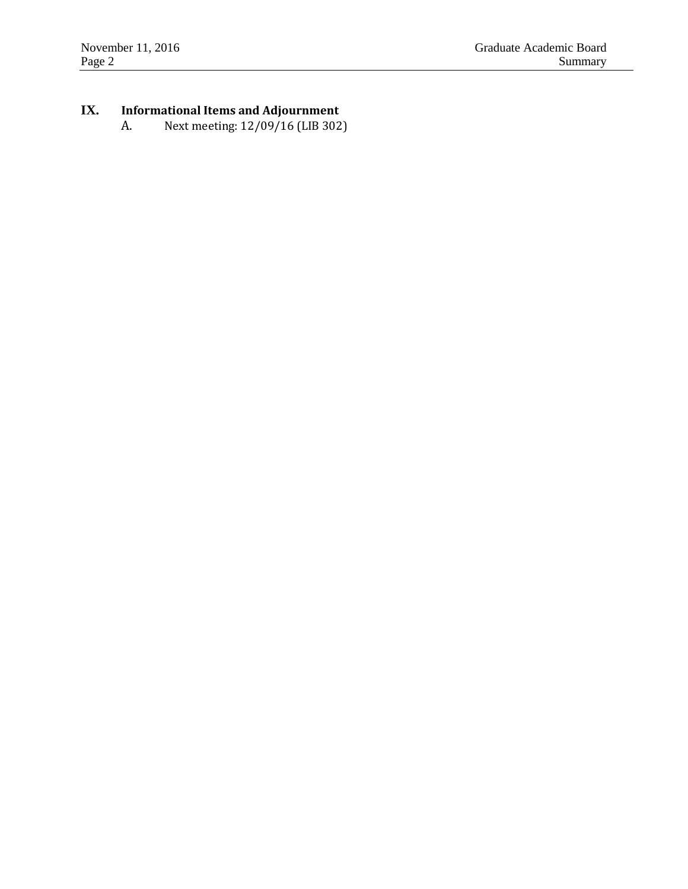## IX. Informational Items and Adjournment

A. Next meeting: 12/09/16 (LIB 302)